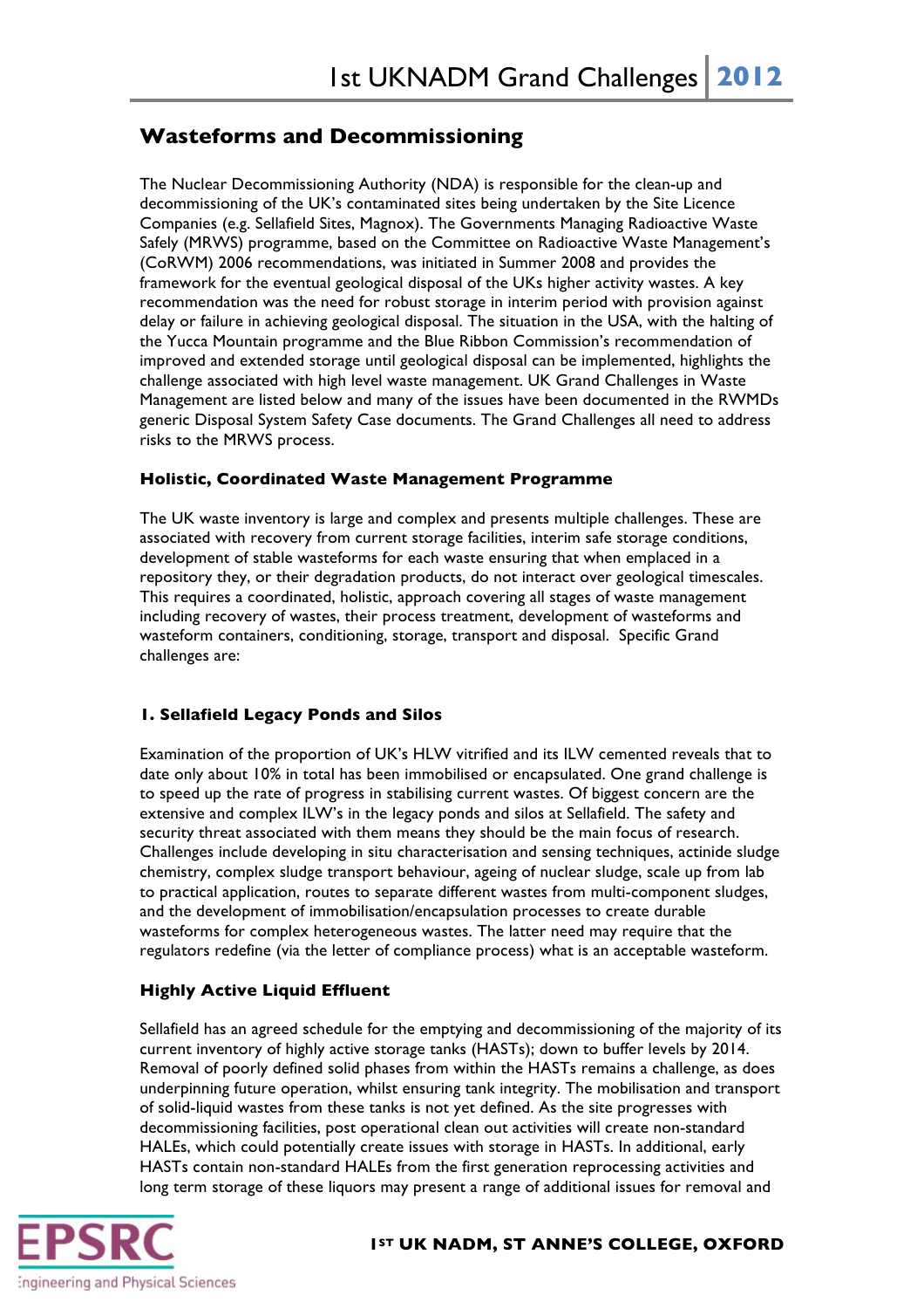## Wasteforms and Decommissioning

The Nuclear Decommissioning Authority (NDA) is responsible for the clean-up and decommissioning of the UK's contaminated sites being undertaken by the Site Licence Companies (e.g. Sellafield Sites, Magnox). The Governments Managing Radioactive Waste Safely (MRWS) programme, based on the Committee on Radioactive Waste Management's (CoRWM) 2006 recommendations, was initiated in Summer 2008 and provides the framework for the eventual geological disposal of the UKs higher activity wastes. A key recommendation was the need for robust storage in interim period with provision against delay or failure in achieving geological disposal. The situation in the USA, with the halting of the Yucca Mountain programme and the Blue Ribbon Commission's recommendation of improved and extended storage until geological disposal can be implemented, highlights the challenge associated with high level waste management. UK Grand Challenges in Waste Management are listed below and many of the issues have been documented in the RWMDs generic Disposal System Safety Case documents. The Grand Challenges all need to address risks to the MRWS process.

### Holistic, Coordinated Waste Management Programme

The UK waste inventory is large and complex and presents multiple challenges. These are associated with recovery from current storage facilities, interim safe storage conditions, development of stable wasteforms for each waste ensuring that when emplaced in a repository they, or their degradation products, do not interact over geological timescales. This requires a coordinated, holistic, approach covering all stages of waste management including recovery of wastes, their process treatment, development of wasteforms and wasteform containers, conditioning, storage, transport and disposal. Specific Grand challenges are:

### 1. Sellafield Legacy Ponds and Silos

Examination of the proportion of UK's HLW vitrified and its ILW cemented reveals that to date only about 10% in total has been immobilised or encapsulated. One grand challenge is to speed up the rate of progress in stabilising current wastes. Of biggest concern are the extensive and complex ILW's in the legacy ponds and silos at Sellafield. The safety and security threat associated with them means they should be the main focus of research. Challenges include developing in situ characterisation and sensing techniques, actinide sludge chemistry, complex sludge transport behaviour, ageing of nuclear sludge, scale up from lab to practical application, routes to separate different wastes from multi-component sludges, and the development of immobilisation/encapsulation processes to create durable wasteforms for complex heterogeneous wastes. The latter need may require that the regulators redefine (via the letter of compliance process) what is an acceptable wasteform.

### Highly Active Liquid Effluent

Sellafield has an agreed schedule for the emptying and decommissioning of the majority of its current inventory of highly active storage tanks (HASTs); down to buffer levels by 2014. Removal of poorly defined solid phases from within the HASTs remains a challenge, as does underpinning future operation, whilst ensuring tank integrity. The mobilisation and transport of solid-liquid wastes from these tanks is not yet defined. As the site progresses with decommissioning facilities, post operational clean out activities will create non-standard HALEs, which could potentially create issues with storage in HASTs. In additional, early HASTs contain non-standard HALEs from the first generation reprocessing activities and long term storage of these liquors may present a range of additional issues for removal and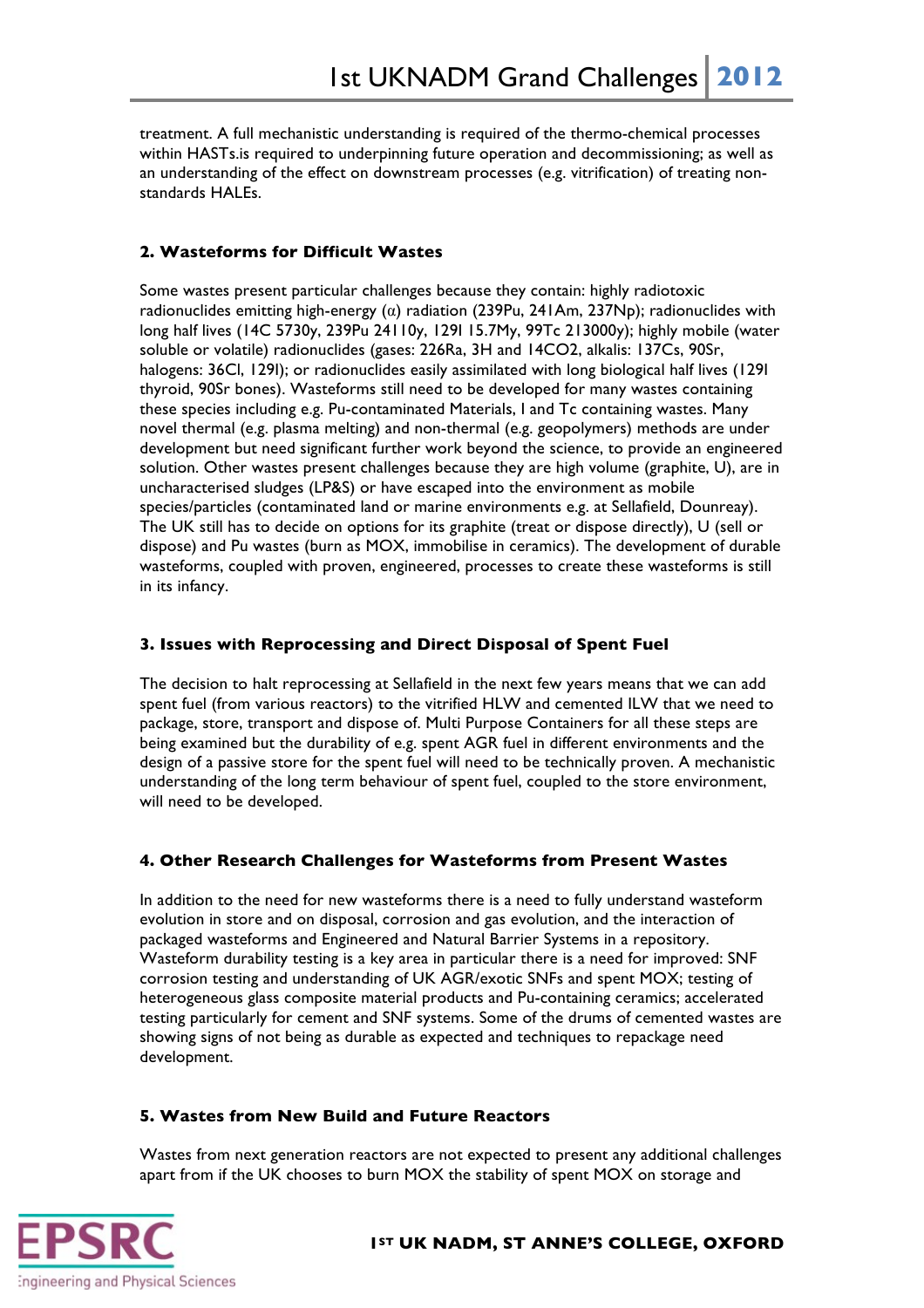treatment. A full mechanistic understanding is required of the thermo-chemical processes within HASTs.is required to underpinning future operation and decommissioning; as well as an understanding of the effect on downstream processes (e.g. vitrification) of treating non-standards HALEs.

## 2. Wasteforms for Difficult Wastes

Some wastes present particular challenges because they contain: highly radiotoxic radionuclides emitting high-energy (α) radiation (239Pu, 241Am, 237Np); radionuclides with long half lives (14C 5730y, 239Pu 24110y, 129I 15.7My, 99Tc 213000y); highly mobile (water soluble or volatile) radionuclides (gases: 226Ra, 3H and 14CO2, alkalis: 137Cs, 90Sr, halogens: 36Cl, 129I); or radionuclides easily assimilated with long biological half lives (129I thyroid, 90Sr bones). Wasteforms still need to be developed for many wastes containing these species including e.g. Pu-contaminated Materials, I and Tc containing wastes. Many novel thermal (e.g. plasma melting) and non-thermal (e.g. geopolymers) methods are under development but need significant further work beyond the science, to provide an engineered solution. Other wastes present challenges because they are high volume (graphite, U), are in uncharacterised sludges (LP&S) or have escaped into the environment as mobile species/particles (contaminated land or marine environments e.g. at Sellafield, Dounreay). The UK still has to decide on options for its graphite (treat or dispose directly), U (sell or dispose) and Pu wastes (burn as MOX, immobilise in ceramics). The development of durable wasteforms, coupled with proven, engineered, processes to create these wasteforms is still in its infancy.

## 3. Issues with Reprocessing and Direct Disposal of Spent Fuel

The decision to halt reprocessing at Sellafield in the next few years means that we can add spent fuel (from various reactors) to the vitrified HLW and cemented ILW that we need to package, store, transport and dispose of. Multi Purpose Containers for all these steps are being examined but the durability of e.g. spent AGR fuel in different environments and the design of a passive store for the spent fuel will need to be technically proven. A mechanistic understanding of the long term behaviour of spent fuel, coupled to the store environment, will need to be developed.

## 4. Other Research Challenges for Wasteforms from Present Wastes

In addition to the need for new wasteforms there is a need to fully understand wasteform evolution in store and on disposal, corrosion and gas evolution, and the interaction of packaged wasteforms and Engineered and Natural Barrier Systems in a repository. Wasteform durability testing is a key area in particular there is a need for improved: SNF corrosion testing and understanding of UK AGR/exotic SNFs and spent MOX; testing of heterogeneous glass composite material products and Pu-containing ceramics; accelerated testing particularly for cement and SNF systems. Some of the drums of cemented wastes are showing signs of not being as durable as expected and techniques to repackage need development.

## 5. Wastes from New Build and Future Reactors

Wastes from next generation reactors are not expected to present any additional challenges apart from if the UK chooses to burn MOX the stability of spent MOX on storage and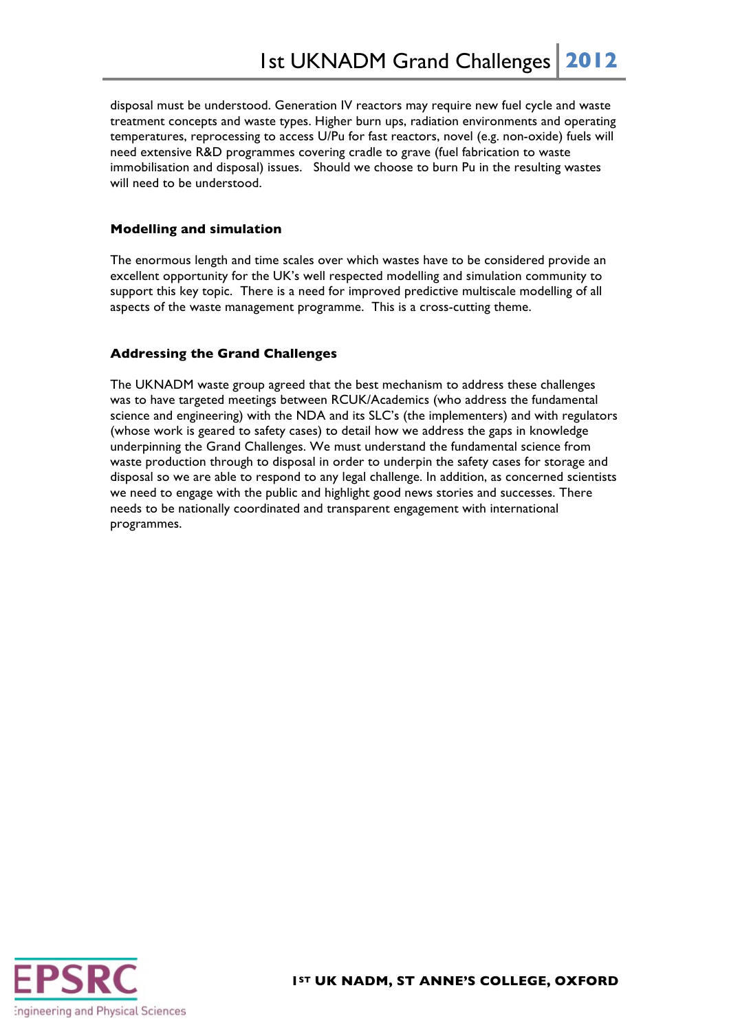disposal must be understood. Generation IV reactors may require new fuel cycle and waste treatment concepts and waste types. Higher burn ups, radiation environments and operating temperatures, reprocessing to access U/Pu for fast reactors, novel (e.g. non-oxide) fuels will need extensive R&D programmes covering cradle to grave (fuel fabrication to waste immobilisation and disposal) issues.  Should we choose to burn Pu in the resulting wastes will need to be understood.

### Modelling and simulation

The enormous length and time scales over which wastes have to be considered provide an excellent opportunity for the UK's well respected modelling and simulation community to support this key topic.  There is a need for improved predictive multiscale modelling of all aspects of the waste management programme.  This is a cross-cutting theme.

### Addressing the Grand Challenges

The UKNADM waste group agreed that the best mechanism to address these challenges was to have targeted meetings between RCUK/Academics (who address the fundamental science and engineering) with the NDA and its SLC's (the implementers) and with regulators (whose work is geared to safety cases) to detail how we address the gaps in knowledge underpinning the Grand Challenges. We must understand the fundamental science from waste production through to disposal in order to underpin the safety cases for storage and disposal so we are able to respond to any legal challenge. In addition, as concerned scientists we need to engage with the public and highlight good news stories and successes. There needs to be nationally coordinated and transparent engagement with international programmes.